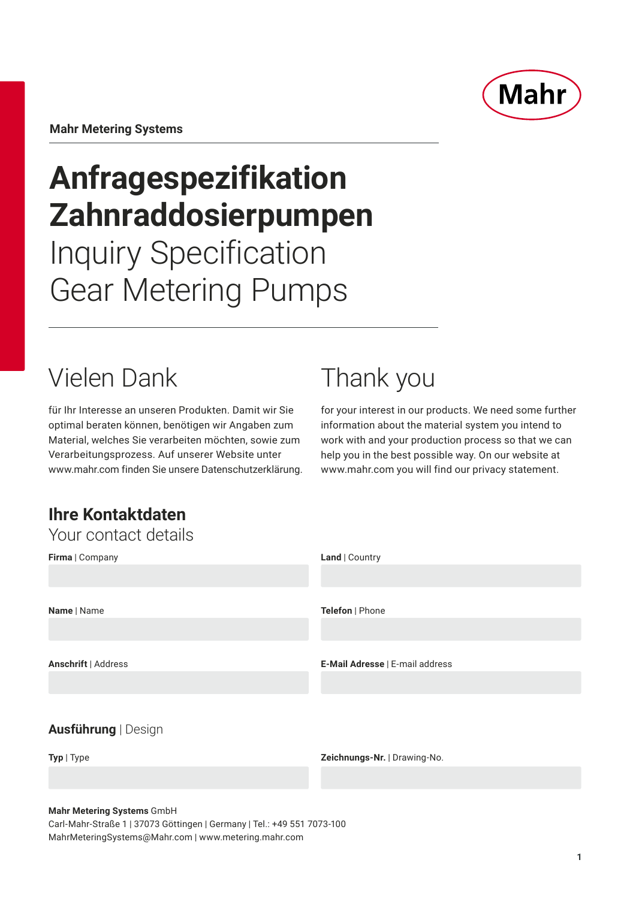Mahr

**Mahr Metering Systems**

# Anfragespezifikation Zahnraddosierpumpen

# Inquiry Specification Gear Metering Pumps

## Vielen Dank

für Ihr Interesse an unseren Produkten. Damit wir Sie optimal beraten können, benötigen wir Angaben zum Material, welches Sie verarbeiten möchten, sowie zum Verarbeitungsprozess. Auf unserer Website unter www.mahr.com finden Sie unsere Datenschutzerklärung.

## Thank you

for your interest in our products. We need some further information about the material system you intend to work with and your production process so that we can help you in the best possible way. On our website at www.mahr.com you will find our privacy statement.

## Ihre Kontaktdaten

Your contact details

**Firma** | Company

**Land** | Country

**Name** | Name

**Telefon** | Phone

**Anschrift** | Address

**E-Mail Adresse** | E-mail address

## Ausführung | Design

**Typ** | Type

**Zeichnungs-Nr.** | Drawing-No.

**Mahr Metering Systems** GmbH
Carl-Mahr-Straße 1 | 37073 Göttingen | Germany | Tel.: +49 551 7073-100
MahrMeteringSystems@Mahr.com | www.metering.mahr.com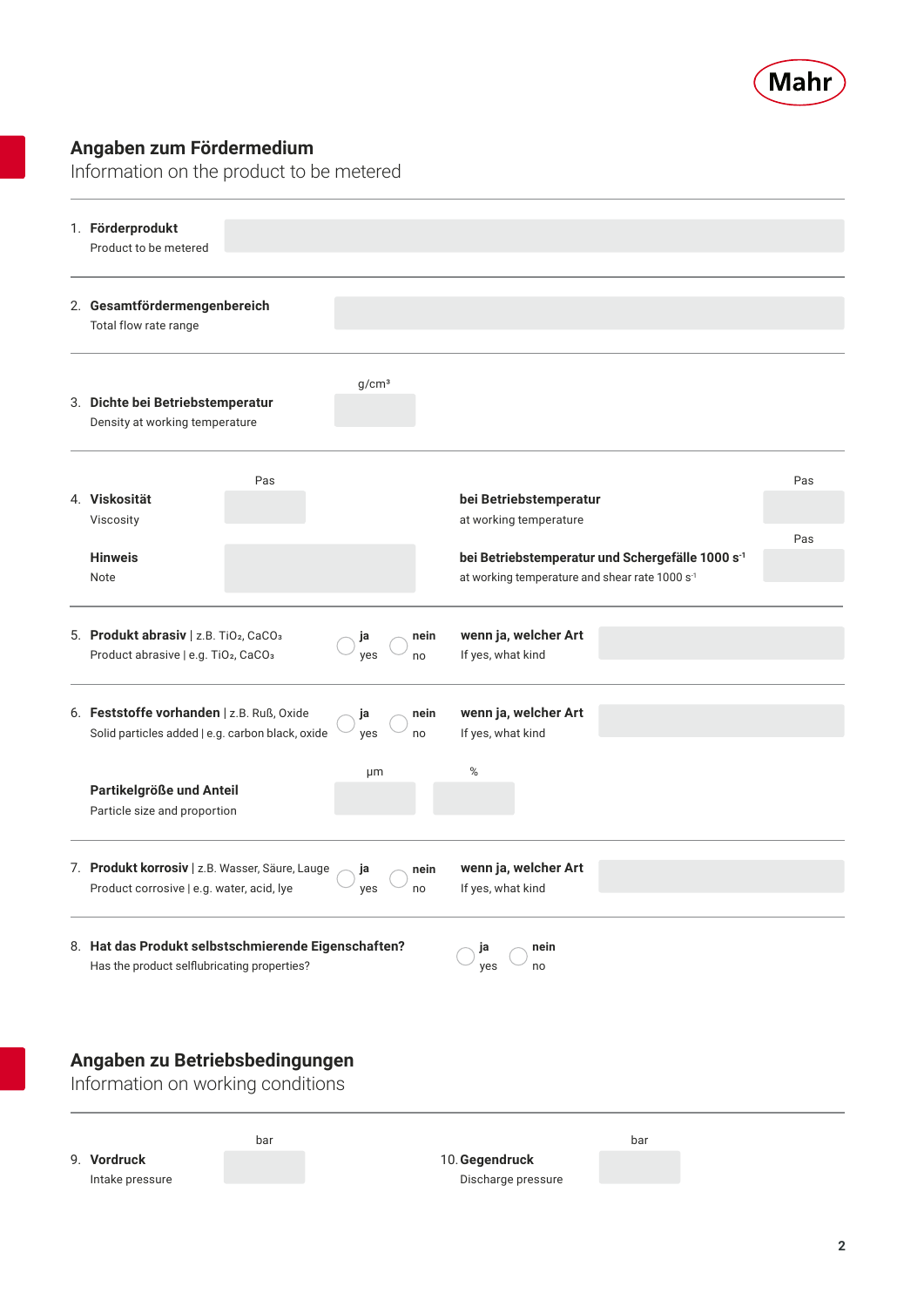## Angaben zum Fördermedium

Information on the product to be metered

1. **Förderprodukt**
   Product to be metered

2. **Gesamtfördermengenbereich**
   Total flow rate range

3. **Dichte bei Betriebstemperatur** (g/cm³)
   Density at working temperature

4. **Viskosität** (Pas)
   Viscosity

   **bei Betriebstemperatur** (Pas)
   at working temperature

   **Hinweis**
   Note

   **bei Betriebstemperatur und Schergefälle 1000 $s^{-1}$** (Pas)
   at working temperature and shear rate 1000 $s^{-1}$

5. **Produkt abrasiv** | z.B. $TiO_2$, $CaCO_3$ — **ja** yes / **nein** no
   Product abrasive | e.g. $TiO_2$, $CaCO_3$

   **wenn ja, welcher Art**
   If yes, what kind

6. **Feststoffe vorhanden** | z.B. Ruß, Oxide — **ja** yes / **nein** no
   Solid particles added | e.g. carbon black, oxide

   **wenn ja, welcher Art**
   If yes, what kind

   **Partikelgröße und Anteil** (µm, %)
   Particle size and proportion

7. **Produkt korrosiv** | z.B. Wasser, Säure, Lauge — **ja** yes / **nein** no
   Product corrosive | e.g. water, acid, lye

   **wenn ja, welcher Art**
   If yes, what kind

8. **Hat das Produkt selbstschmierende Eigenschaften?** — **ja** yes / **nein** no
   Has the product selflubricating properties?

## Angaben zu Betriebsbedingungen

Information on working conditions

9. **Vordruck** (bar)
   Intake pressure

10. **Gegendruck** (bar)
    Discharge pressure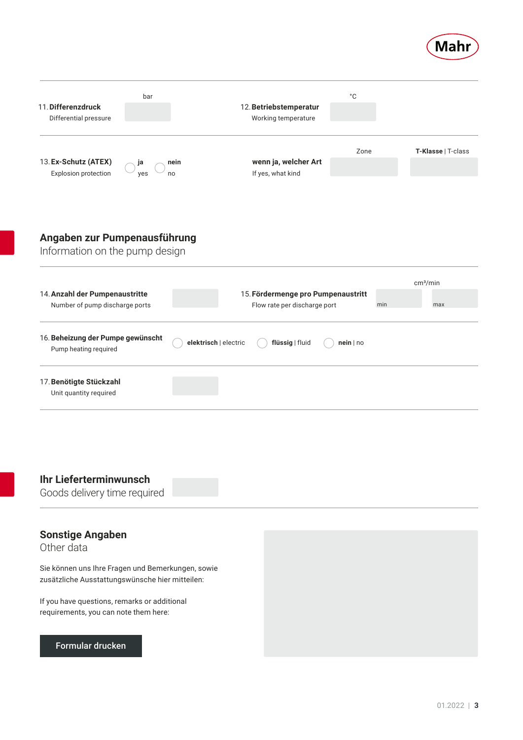11. **Differenzdruck**
Differential pressure — bar

12. **Betriebstemperatur**
Working temperature — °C

13. **Ex-Schutz (ATEX)**
Explosion protection

- **ja** yes
- **nein** no

**wenn ja, welcher Art**
If yes, what kind

Zone

**T-Klasse** | T-class

## Angaben zur Pumpenausführung
Information on the pump design

14. **Anzahl der Pumpenaustritte**
Number of pump discharge ports

15. **Fördermenge pro Pumpenaustritt**
Flow rate per discharge port — cm³/min (min / max)

16. **Beheizung der Pumpe gewünscht**
Pump heating required

- **elektrisch** | electric
- **flüssig** | fluid
- **nein** | no

17. **Benötigte Stückzahl**
Unit quantity required

## Ihr Lieferterminwunsch
Goods delivery time required

## Sonstige Angaben
Other data

Sie können uns Ihre Fragen und Bemerkungen, sowie zusätzliche Ausstattungswünsche hier mitteilen:

If you have questions, remarks or additional requirements, you can note them here:

Formular drucken

01.2022